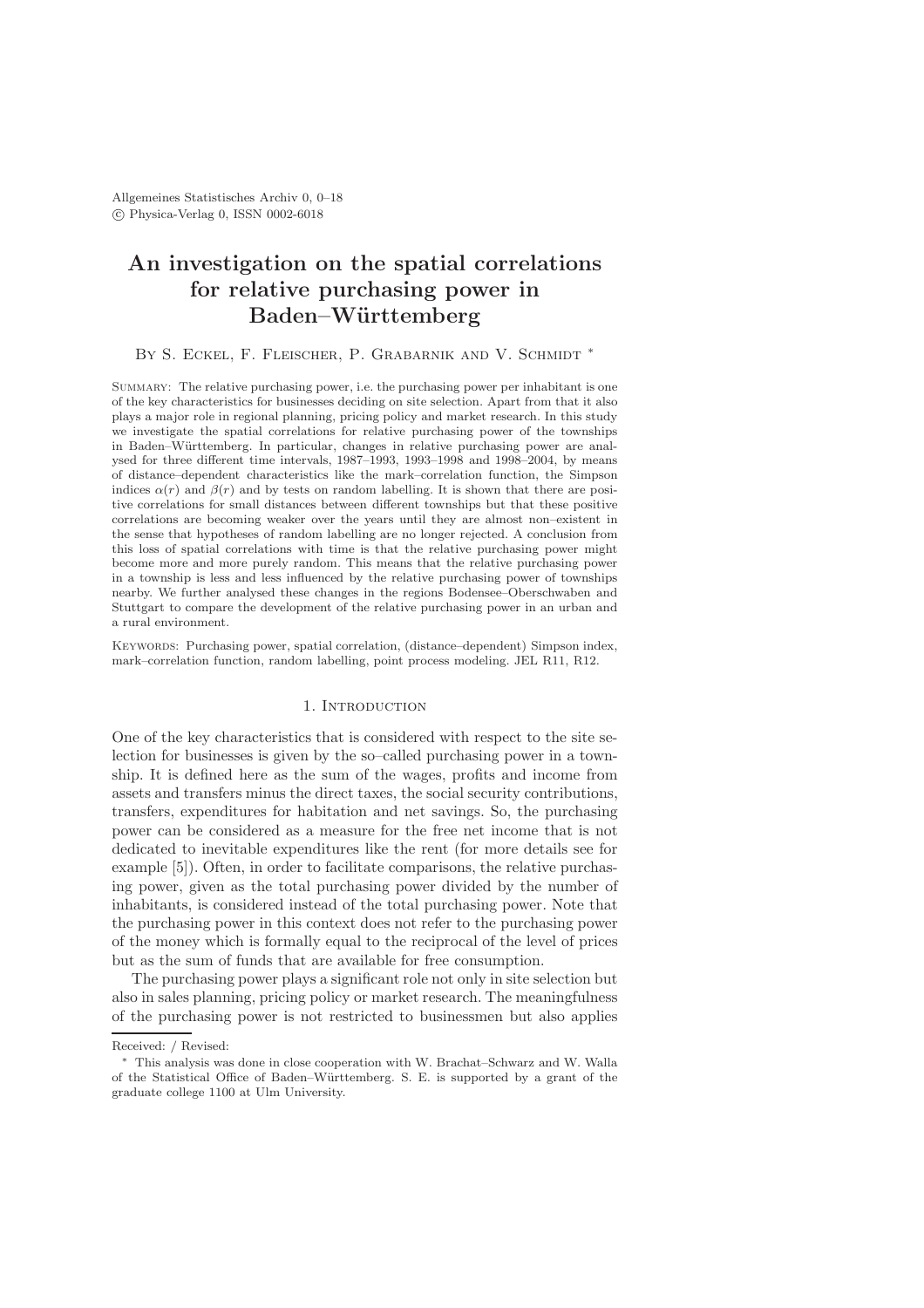# An investigation on the spatial correlations for relative purchasing power in Baden–Württemberg

By S. Eckel, F. Fleischer, P. Grabarnik and V. Schmidt *

Summary: The relative purchasing power, i.e. the purchasing power per inhabitant is one of the key characteristics for businesses deciding on site selection. Apart from that it also plays a major role in regional planning, pricing policy and market research. In this study we investigate the spatial correlations for relative purchasing power of the townships in Baden–Württemberg. In particular, changes in relative purchasing power are analysed for three different time intervals, 1987–1993, 1993–1998 and 1998–2004, by means of distance–dependent characteristics like the mark–correlation function, the Simpson indices $\alpha(r)$ and $\beta(r)$ and by tests on random labelling. It is shown that there are positive correlations for small distances between different townships but that these positive correlations are becoming weaker over the years until they are almost non–existent in the sense that hypotheses of random labelling are no longer rejected. A conclusion from this loss of spatial correlations with time is that the relative purchasing power might become more and more purely random. This means that the relative purchasing power in a township is less and less influenced by the relative purchasing power of townships nearby. We further analysed these changes in the regions Bodensee–Oberschwaben and Stuttgart to compare the development of the relative purchasing power in an urban and a rural environment.

Keywords: Purchasing power, spatial correlation, (distance–dependent) Simpson index, mark–correlation function, random labelling, point process modeling. JEL R11, R12.

## 1. Introduction

One of the key characteristics that is considered with respect to the site selection for businesses is given by the so–called purchasing power in a township. It is defined here as the sum of the wages, profits and income from assets and transfers minus the direct taxes, the social security contributions, transfers, expenditures for habitation and net savings. So, the purchasing power can be considered as a measure for the free net income that is not dedicated to inevitable expenditures like the rent (for more details see for example [5]). Often, in order to facilitate comparisons, the relative purchasing power, given as the total purchasing power divided by the number of inhabitants, is considered instead of the total purchasing power. Note that the purchasing power in this context does not refer to the purchasing power of the money which is formally equal to the reciprocal of the level of prices but as the sum of funds that are available for free consumption.

The purchasing power plays a significant role not only in site selection but also in sales planning, pricing policy or market research. The meaningfulness of the purchasing power is not restricted to businessmen but also applies

Received: / Revised:

* This analysis was done in close cooperation with W. Brachat–Schwarz and W. Walla of the Statistical Office of Baden–Württemberg. S. E. is supported by a grant of the graduate college 1100 at Ulm University.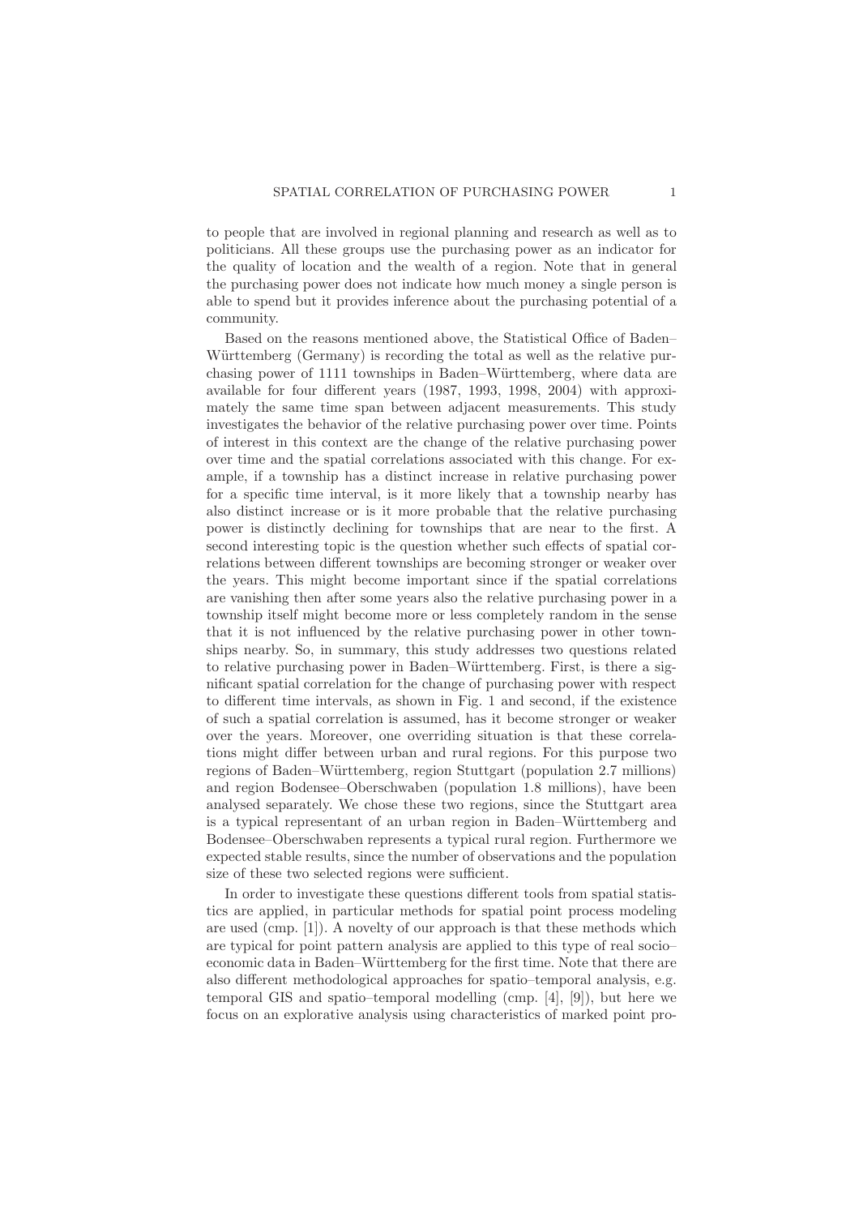to people that are involved in regional planning and research as well as to politicians. All these groups use the purchasing power as an indicator for the quality of location and the wealth of a region. Note that in general the purchasing power does not indicate how much money a single person is able to spend but it provides inference about the purchasing potential of a community.

Based on the reasons mentioned above, the Statistical Office of Baden–Württemberg (Germany) is recording the total as well as the relative purchasing power of 1111 townships in Baden–Württemberg, where data are available for four different years (1987, 1993, 1998, 2004) with approximately the same time span between adjacent measurements. This study investigates the behavior of the relative purchasing power over time. Points of interest in this context are the change of the relative purchasing power over time and the spatial correlations associated with this change. For example, if a township has a distinct increase in relative purchasing power for a specific time interval, is it more likely that a township nearby has also distinct increase or is it more probable that the relative purchasing power is distinctly declining for townships that are near to the first. A second interesting topic is the question whether such effects of spatial correlations between different townships are becoming stronger or weaker over the years. This might become important since if the spatial correlations are vanishing then after some years also the relative purchasing power in a township itself might become more or less completely random in the sense that it is not influenced by the relative purchasing power in other townships nearby. So, in summary, this study addresses two questions related to relative purchasing power in Baden–Württemberg. First, is there a significant spatial correlation for the change of purchasing power with respect to different time intervals, as shown in Fig. 1 and second, if the existence of such a spatial correlation is assumed, has it become stronger or weaker over the years. Moreover, one overriding situation is that these correlations might differ between urban and rural regions. For this purpose two regions of Baden–Württemberg, region Stuttgart (population 2.7 millions) and region Bodensee–Oberschwaben (population 1.8 millions), have been analysed separately. We chose these two regions, since the Stuttgart area is a typical representant of an urban region in Baden–Württemberg and Bodensee–Oberschwaben represents a typical rural region. Furthermore we expected stable results, since the number of observations and the population size of these two selected regions were sufficient.

In order to investigate these questions different tools from spatial statistics are applied, in particular methods for spatial point process modeling are used (cmp. [1]). A novelty of our approach is that these methods which are typical for point pattern analysis are applied to this type of real socio–economic data in Baden–Württemberg for the first time. Note that there are also different methodological approaches for spatio–temporal analysis, e.g. temporal GIS and spatio–temporal modelling (cmp. [4], [9]), but here we focus on an explorative analysis using characteristics of marked point pro-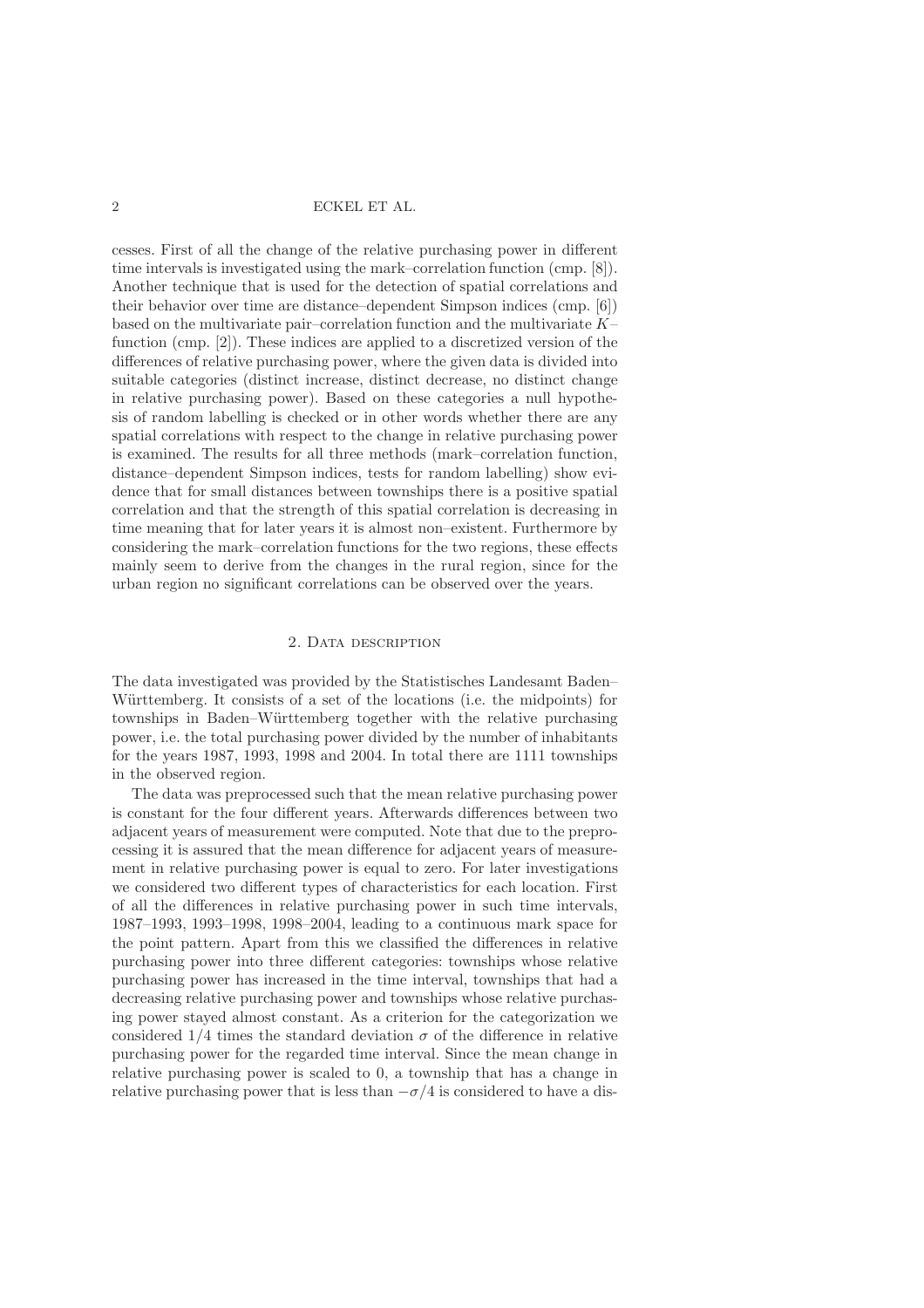cesses. First of all the change of the relative purchasing power in different time intervals is investigated using the mark–correlation function (cmp. [8]). Another technique that is used for the detection of spatial correlations and their behavior over time are distance–dependent Simpson indices (cmp. [6]) based on the multivariate pair–correlation function and the multivariate $K$–function (cmp. [2]). These indices are applied to a discretized version of the differences of relative purchasing power, where the given data is divided into suitable categories (distinct increase, distinct decrease, no distinct change in relative purchasing power). Based on these categories a null hypothesis of random labelling is checked or in other words whether there are any spatial correlations with respect to the change in relative purchasing power is examined. The results for all three methods (mark–correlation function, distance–dependent Simpson indices, tests for random labelling) show evidence that for small distances between townships there is a positive spatial correlation and that the strength of this spatial correlation is decreasing in time meaning that for later years it is almost non–existent. Furthermore by considering the mark–correlation functions for the two regions, these effects mainly seem to derive from the changes in the rural region, since for the urban region no significant correlations can be observed over the years.

## 2. Data description

The data investigated was provided by the Statistisches Landesamt Baden–Württemberg. It consists of a set of the locations (i.e. the midpoints) for townships in Baden–Württemberg together with the relative purchasing power, i.e. the total purchasing power divided by the number of inhabitants for the years 1987, 1993, 1998 and 2004. In total there are 1111 townships in the observed region.

The data was preprocessed such that the mean relative purchasing power is constant for the four different years. Afterwards differences between two adjacent years of measurement were computed. Note that due to the preprocessing it is assured that the mean difference for adjacent years of measurement in relative purchasing power is equal to zero. For later investigations we considered two different types of characteristics for each location. First of all the differences in relative purchasing power in such time intervals, 1987–1993, 1993–1998, 1998–2004, leading to a continuous mark space for the point pattern. Apart from this we classified the differences in relative purchasing power into three different categories: townships whose relative purchasing power has increased in the time interval, townships that had a decreasing relative purchasing power and townships whose relative purchasing power stayed almost constant. As a criterion for the categorization we considered $1/4$ times the standard deviation $\sigma$ of the difference in relative purchasing power for the regarded time interval. Since the mean change in relative purchasing power is scaled to 0, a township that has a change in relative purchasing power that is less than $-\sigma/4$ is considered to have a dis-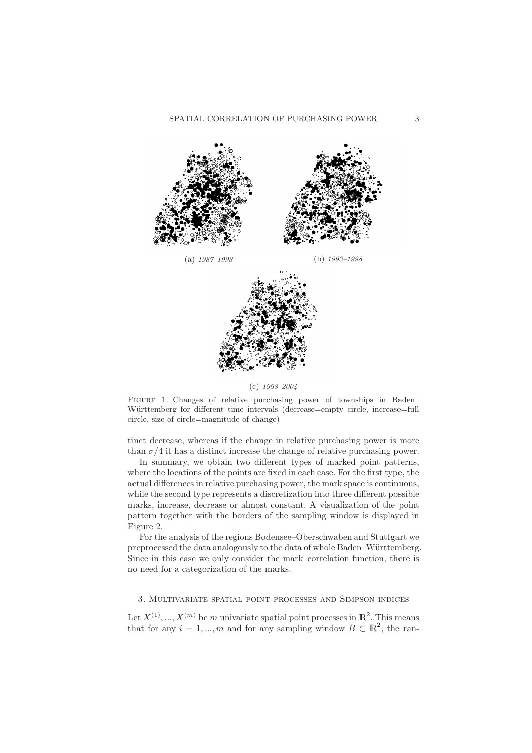(a) *1987–1993*

(b) *1993–1998*

(c) *1998–2004*

FIGURE 1. Changes of relative purchasing power of townships in Baden–Württemberg for different time intervals (decrease=empty circle, increase=full circle, size of circle=magnitude of change)

tinct decrease, whereas if the change in relative purchasing power is more than $\sigma/4$ it has a distinct increase the change of relative purchasing power.

In summary, we obtain two different types of marked point patterns, where the locations of the points are fixed in each case. For the first type, the actual differences in relative purchasing power, the mark space is continuous, while the second type represents a discretization into three different possible marks, increase, decrease or almost constant. A visualization of the point pattern together with the borders of the sampling window is displayed in Figure 2.

For the analysis of the regions Bodensee–Oberschwaben and Stuttgart we preprocessed the data analogously to the data of whole Baden–Württemberg. Since in this case we only consider the mark–correlation function, there is no need for a categorization of the marks.

## 3. Multivariate spatial point processes and Simpson indices

Let $X^{(1)}, ..., X^{(m)}$ be $m$ univariate spatial point processes in $\mathbb{R}^2$. This means that for any $i = 1, ..., m$ and for any sampling window $B \subset \mathbb{R}^2$, the ran-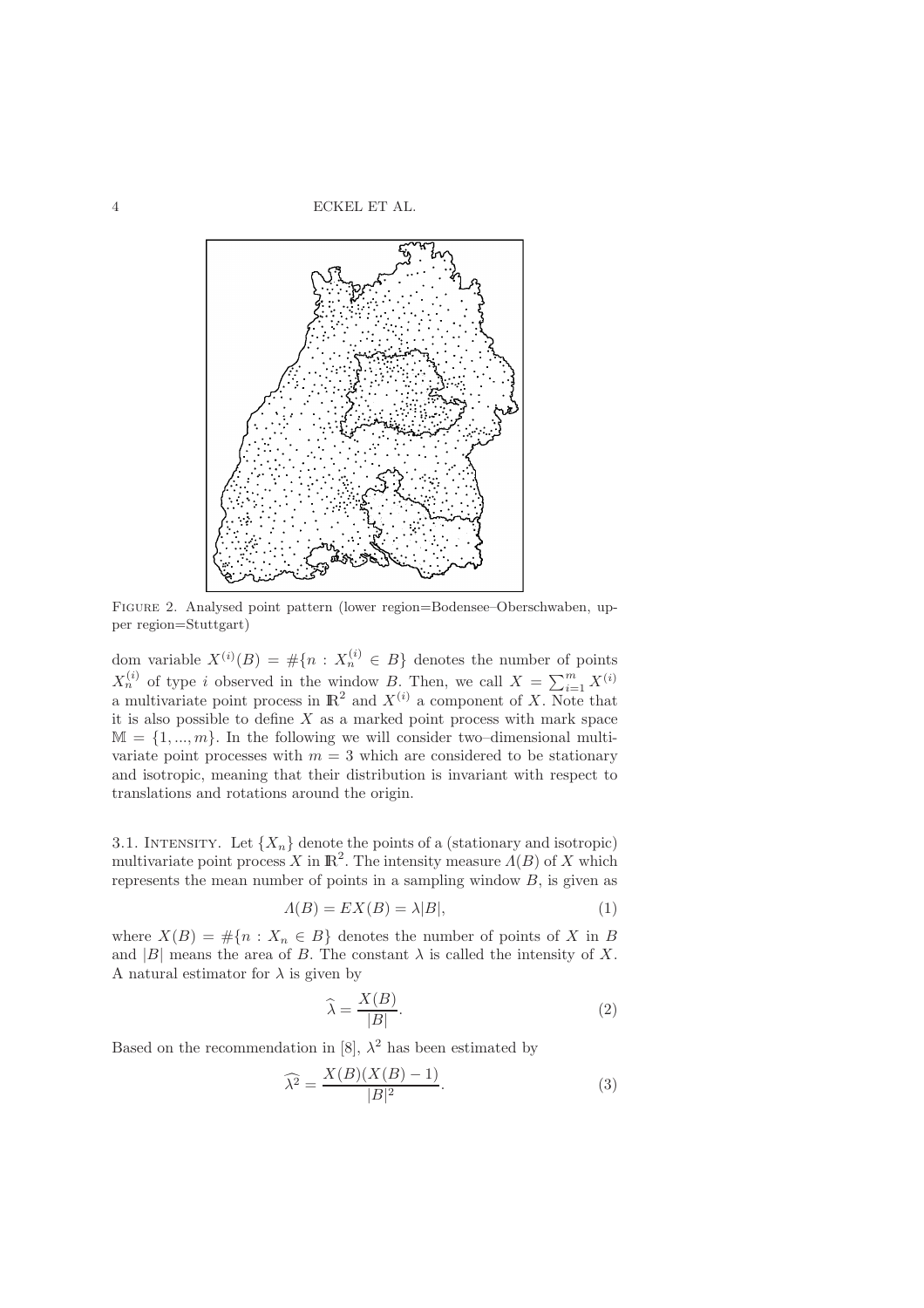FIGURE 2. Analysed point pattern (lower region=Bodensee–Oberschwaben, upper region=Stuttgart)

dom variable $X^{(i)}(B) = \#\{n : X_n^{(i)} \in B\}$ denotes the number of points $X_n^{(i)}$ of type $i$ observed in the window $B$. Then, we call $X = \sum_{i=1}^{m} X^{(i)}$ a multivariate point process in $\mathbb{R}^2$ and $X^{(i)}$ a component of $X$. Note that it is also possible to define $X$ as a marked point process with mark space $\mathbb{M} = \{1, ..., m\}$. In the following we will consider two–dimensional multivariate point processes with $m = 3$ which are considered to be stationary and isotropic, meaning that their distribution is invariant with respect to translations and rotations around the origin.

3.1. INTENSITY. Let $\{X_n\}$ denote the points of a (stationary and isotropic) multivariate point process $X$ in $\mathbb{R}^2$. The intensity measure $\Lambda(B)$ of $X$ which represents the mean number of points in a sampling window $B$, is given as

$$\Lambda(B) = EX(B) = \lambda|B|, \tag{1}$$

where $X(B) = \#\{n : X_n \in B\}$ denotes the number of points of $X$ in $B$ and $|B|$ means the area of $B$. The constant $\lambda$ is called the intensity of $X$. A natural estimator for $\lambda$ is given by

$$\widehat{\lambda} = \frac{X(B)}{|B|}. \tag{2}$$

Based on the recommendation in [8], $\lambda^2$ has been estimated by

$$\widehat{\lambda^2} = \frac{X(B)(X(B)-1)}{|B|^2}. \tag{3}$$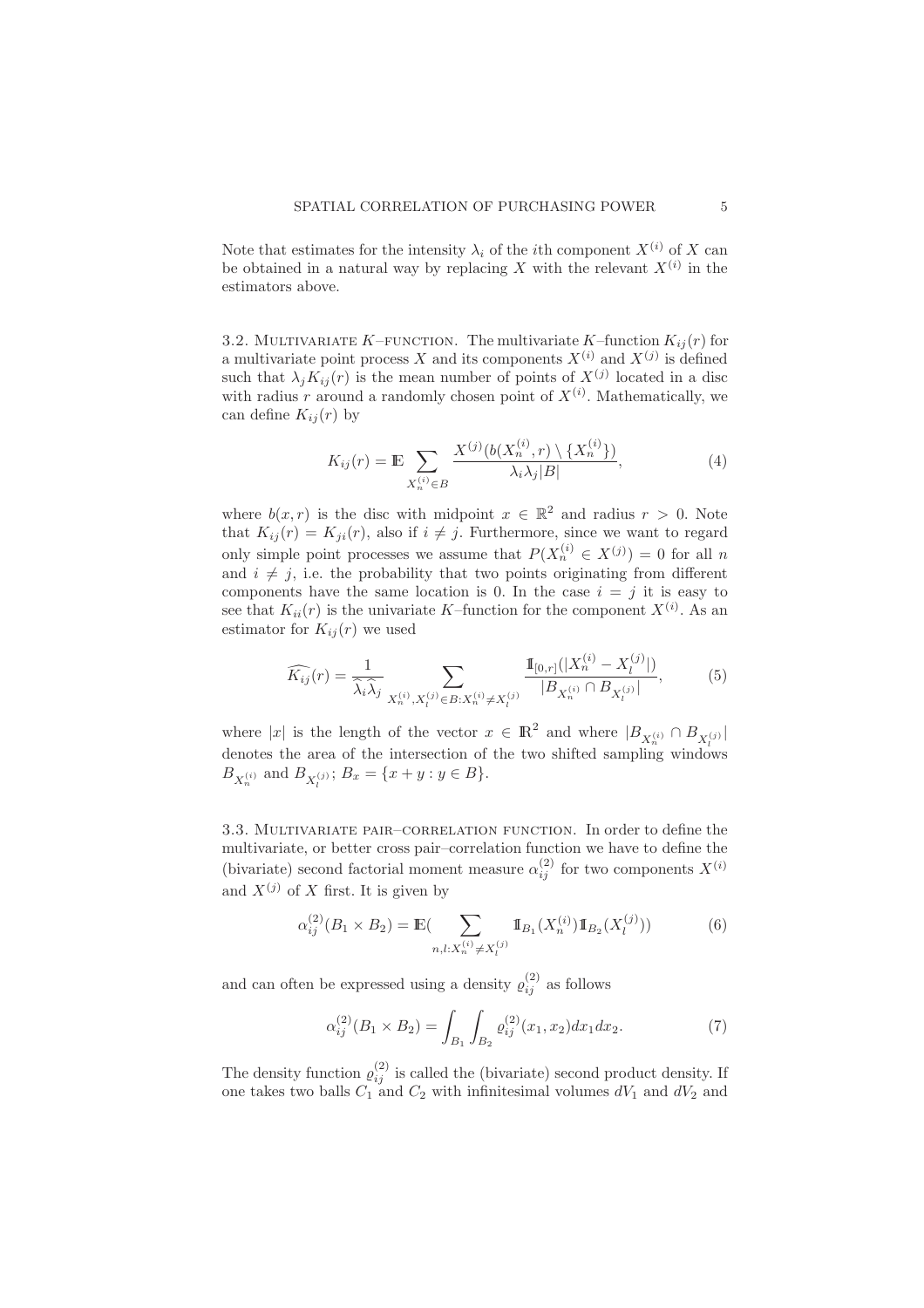Note that estimates for the intensity $\lambda_i$ of the $i$th component $X^{(i)}$ of $X$ can be obtained in a natural way by replacing $X$ with the relevant $X^{(i)}$ in the estimators above.

### 3.2. Multivariate $K$–function.

The multivariate $K$–function $K_{ij}(r)$ for a multivariate point process $X$ and its components $X^{(i)}$ and $X^{(j)}$ is defined such that $\lambda_j K_{ij}(r)$ is the mean number of points of $X^{(j)}$ located in a disc with radius $r$ around a randomly chosen point of $X^{(i)}$. Mathematically, we can define $K_{ij}(r)$ by

$$K_{ij}(r) = \mathbb{E} \sum_{X_n^{(i)} \in B} \frac{X^{(j)}(b(X_n^{(i)}, r) \setminus \{X_n^{(i)}\})}{\lambda_i \lambda_j |B|}, \tag{4}$$

where $b(x, r)$ is the disc with midpoint $x \in \mathbb{R}^2$ and radius $r > 0$. Note that $K_{ij}(r) = K_{ji}(r)$, also if $i \neq j$. Furthermore, since we want to regard only simple point processes we assume that $P(X_n^{(i)} \in X^{(j)}) = 0$ for all $n$ and $i \neq j$, i.e. the probability that two points originating from different components have the same location is 0. In the case $i = j$ it is easy to see that $K_{ii}(r)$ is the univariate $K$–function for the component $X^{(i)}$. As an estimator for $K_{ij}(r)$ we used

$$\widehat{K_{ij}}(r) = \frac{1}{\widehat{\lambda}_i \widehat{\lambda}_j} \sum_{X_n^{(i)}, X_l^{(j)} \in B : X_n^{(i)} \neq X_l^{(j)}} \frac{\mathbb{1}_{[0,r]}(|X_n^{(i)} - X_l^{(j)}|)}{|B_{X_n^{(i)}} \cap B_{X_l^{(j)}}|}, \tag{5}$$

where $|x|$ is the length of the vector $x \in \mathbb{R}^2$ and where $|B_{X_n^{(i)}} \cap B_{X_l^{(j)}}|$ denotes the area of the intersection of the two shifted sampling windows $B_{X_n^{(i)}}$ and $B_{X_l^{(j)}}$; $B_x = \{x + y : y \in B\}$.

### 3.3. Multivariate pair–correlation function.

In order to define the multivariate, or better cross pair–correlation function we have to define the (bivariate) second factorial moment measure $\alpha_{ij}^{(2)}$ for two components $X^{(i)}$ and $X^{(j)}$ of $X$ first. It is given by

$$\alpha_{ij}^{(2)}(B_1 \times B_2) = \mathbb{E}\Big( \sum_{n,l : X_n^{(i)} \neq X_l^{(j)}} \mathbb{1}_{B_1}(X_n^{(i)}) \mathbb{1}_{B_2}(X_l^{(j)}) \Big) \tag{6}$$

and can often be expressed using a density $\varrho_{ij}^{(2)}$ as follows

$$\alpha_{ij}^{(2)}(B_1 \times B_2) = \int_{B_1} \int_{B_2} \varrho_{ij}^{(2)}(x_1, x_2) dx_1 dx_2. \tag{7}$$

The density function $\varrho_{ij}^{(2)}$ is called the (bivariate) second product density. If one takes two balls $C_1$ and $C_2$ with infinitesimal volumes $dV_1$ and $dV_2$ and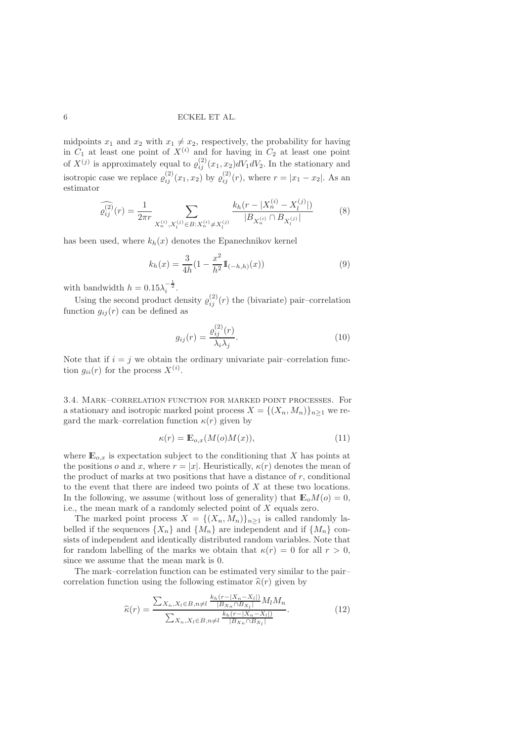midpoints $x_1$ and $x_2$ with $x_1 \neq x_2$, respectively, the probability for having in $C_1$ at least one point of $X^{(i)}$ and for having in $C_2$ at least one point of $X^{(j)}$ is approximately equal to $\varrho_{ij}^{(2)}(x_1, x_2) dV_1 dV_2$. In the stationary and isotropic case we replace $\varrho_{ij}^{(2)}(x_1, x_2)$ by $\varrho_{ij}^{(2)}(r)$, where $r = |x_1 - x_2|$. As an estimator

$$\widehat{\varrho_{ij}^{(2)}}(r) = \frac{1}{2\pi r} \sum_{X_n^{(i)}, X_l^{(j)} \in B : X_n^{(i)} \neq X_l^{(j)}} \frac{k_h(r - |X_n^{(i)} - X_l^{(j)}|)}{|B_{X_n^{(i)}} \cap B_{X_l^{(j)}}|} \tag{8}$$

has been used, where $k_h(x)$ denotes the Epanechnikov kernel

$$k_h(x) = \frac{3}{4h}(1 - \frac{x^2}{h^2} \mathbb{1}_{(-h,h)}(x)) \tag{9}$$

with bandwidth $h = 0.15 \lambda_i^{-\frac{1}{2}}$.

Using the second product density $\varrho_{ij}^{(2)}(r)$ the (bivariate) pair–correlation function $g_{ij}(r)$ can be defined as

$$g_{ij}(r) = \frac{\varrho_{ij}^{(2)}(r)}{\lambda_i \lambda_j}. \tag{10}$$

Note that if $i = j$ we obtain the ordinary univariate pair–correlation function $g_{ii}(r)$ for the process $X^{(i)}$.

### 3.4. Mark–correlation function for marked point processes.

For a stationary and isotropic marked point process $X = \{(X_n, M_n)\}_{n \geq 1}$ we regard the mark–correlation function $\kappa(r)$ given by

$$\kappa(r) = \mathbb{E}_{o,x}(M(o)M(x)), \tag{11}$$

where $\mathbb{E}_{o,x}$ is expectation subject to the conditioning that $X$ has points at the positions $o$ and $x$, where $r = |x|$. Heuristically, $\kappa(r)$ denotes the mean of the product of marks at two positions that have a distance of $r$, conditional to the event that there are indeed two points of $X$ at these two locations. In the following, we assume (without loss of generality) that $\mathbb{E}_o M(o) = 0$, i.e., the mean mark of a randomly selected point of $X$ equals zero.

The marked point process $X = \{(X_n, M_n)\}_{n \geq 1}$ is called randomly labelled if the sequences $\{X_n\}$ and $\{M_n\}$ are independent and if $\{M_n\}$ consists of independent and identically distributed random variables. Note that for random labelling of the marks we obtain that $\kappa(r) = 0$ for all $r > 0$, since we assume that the mean mark is 0.

The mark–correlation function can be estimated very similar to the pair–correlation function using the following estimator $\widehat{\kappa}(r)$ given by

$$\widehat{\kappa}(r) = \frac{\sum_{X_n, X_l \in B, n \neq l} \frac{k_h(r - |X_n - X_l|)}{|B_{X_n} \cap B_{X_l}|} M_l M_n}{\sum_{X_n, X_l \in B, n \neq l} \frac{k_h(r - |X_n - X_l|)}{|B_{X_n} \cap B_{X_l}|}}. \tag{12}$$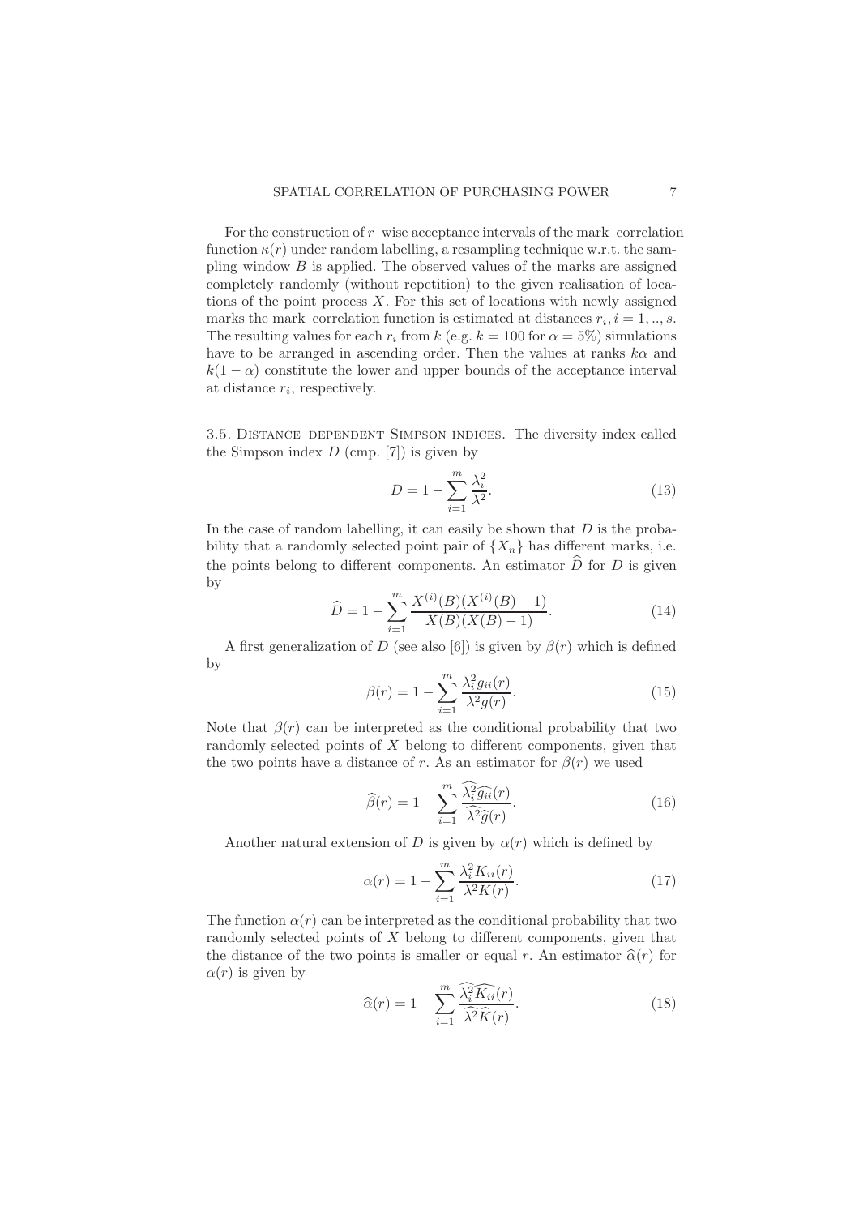For the construction of $r$–wise acceptance intervals of the mark–correlation function $\kappa(r)$ under random labelling, a resampling technique w.r.t. the sampling window $B$ is applied. The observed values of the marks are assigned completely randomly (without repetition) to the given realisation of locations of the point process $X$. For this set of locations with newly assigned marks the mark–correlation function is estimated at distances $r_i, i = 1, .., s$. The resulting values for each $r_i$ from $k$ (e.g. $k = 100$ for $\alpha = 5\%$) simulations have to be arranged in ascending order. Then the values at ranks $k\alpha$ and $k(1-\alpha)$ constitute the lower and upper bounds of the acceptance interval at distance $r_i$, respectively.

### 3.5. Distance–dependent Simpson indices.

The diversity index called the Simpson index $D$ (cmp. [7]) is given by

$$D = 1 - \sum_{i=1}^{m} \frac{\lambda_i^2}{\lambda^2}. \tag{13}$$

In the case of random labelling, it can easily be shown that $D$ is the probability that a randomly selected point pair of $\{X_n\}$ has different marks, i.e. the points belong to different components. An estimator $\widehat{D}$ for $D$ is given by

$$\widehat{D} = 1 - \sum_{i=1}^{m} \frac{X^{(i)}(B)(X^{(i)}(B)-1)}{X(B)(X(B)-1)}. \tag{14}$$

A first generalization of $D$ (see also [6]) is given by $\beta(r)$ which is defined by

$$\beta(r) = 1 - \sum_{i=1}^{m} \frac{\lambda_i^2 g_{ii}(r)}{\lambda^2 g(r)}. \tag{15}$$

Note that $\beta(r)$ can be interpreted as the conditional probability that two randomly selected points of $X$ belong to different components, given that the two points have a distance of $r$. As an estimator for $\beta(r)$ we used

$$\widehat{\beta}(r) = 1 - \sum_{i=1}^{m} \frac{\widehat{\lambda_i^2}\widehat{g_{ii}}(r)}{\widehat{\lambda^2}\widehat{g}(r)}. \tag{16}$$

Another natural extension of $D$ is given by $\alpha(r)$ which is defined by

$$\alpha(r) = 1 - \sum_{i=1}^{m} \frac{\lambda_i^2 K_{ii}(r)}{\lambda^2 K(r)}. \tag{17}$$

The function $\alpha(r)$ can be interpreted as the conditional probability that two randomly selected points of $X$ belong to different components, given that the distance of the two points is smaller or equal $r$. An estimator $\widehat{\alpha}(r)$ for $\alpha(r)$ is given by

$$\widehat{\alpha}(r) = 1 - \sum_{i=1}^{m} \frac{\widehat{\lambda_i^2}\widehat{K_{ii}}(r)}{\widehat{\lambda^2}\widehat{K}(r)}. \tag{18}$$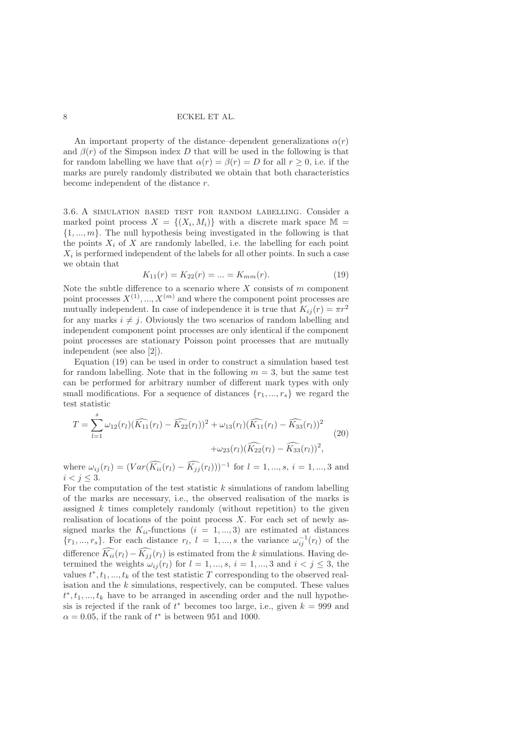An important property of the distance–dependent generalizations $\alpha(r)$ and $\beta(r)$ of the Simpson index $D$ that will be used in the following is that for random labelling we have that $\alpha(r) = \beta(r) = D$ for all $r \geq 0$, i.e. if the marks are purely randomly distributed we obtain that both characteristics become independent of the distance $r$.

### 3.6. A simulation based test for random labelling.

Consider a marked point process $X = \{(X_i, M_i)\}$ with a discrete mark space $\mathbb{M} = \{1, ..., m\}$. The null hypothesis being investigated in the following is that the points $X_i$ of $X$ are randomly labelled, i.e. the labelling for each point $X_i$ is performed independent of the labels for all other points. In such a case we obtain that

$$K_{11}(r) = K_{22}(r) = ... = K_{mm}(r). \tag{19}$$

Note the subtle difference to a scenario where $X$ consists of $m$ component point processes $X^{(1)}, ..., X^{(m)}$ and where the component point processes are mutually independent. In case of independence it is true that $K_{ij}(r) = \pi r^2$ for any marks $i \neq j$. Obviously the two scenarios of random labelling and independent component point processes are only identical if the component point processes are stationary Poisson point processes that are mutually independent (see also [2]).

Equation (19) can be used in order to construct a simulation based test for random labelling. Note that in the following $m = 3$, but the same test can be performed for arbitrary number of different mark types with only small modifications. For a sequence of distances $\{r_1, ..., r_s\}$ we regard the test statistic

$$T = \sum_{l=1}^{s} \omega_{12}(r_l)(\widehat{K_{11}}(r_l) - \widehat{K_{22}}(r_l))^2 + \omega_{13}(r_l)(\widehat{K_{11}}(r_l) - \widehat{K_{33}}(r_l))^2 + \omega_{23}(r_l)(\widehat{K_{22}}(r_l) - \widehat{K_{33}}(r_l))^2, \tag{20}$$

where $\omega_{ij}(r_l) = (Var(\widehat{K_{ii}}(r_l) - \widehat{K_{jj}}(r_l)))^{-1}$ for $l = 1, ..., s$, $i = 1, ..., 3$ and $i < j \leq 3$.

For the computation of the test statistic $k$ simulations of random labelling of the marks are necessary, i.e., the observed realisation of the marks is assigned $k$ times completely randomly (without repetition) to the given realisation of locations of the point process $X$. For each set of newly assigned marks the $K_{ii}$-functions ($i = 1, ..., 3$) are estimated at distances $\{r_1, ..., r_s\}$. For each distance $r_l$, $l = 1, ..., s$ the variance $\omega_{ij}^{-1}(r_l)$ of the difference $\widehat{K_{ii}}(r_l) - \widehat{K_{jj}}(r_l)$ is estimated from the $k$ simulations. Having determined the weights $\omega_{ij}(r_l)$ for $l = 1, ..., s$, $i = 1, ..., 3$ and $i < j \leq 3$, the values $t^*, t_1, ..., t_k$ of the test statistic $T$ corresponding to the observed realisation and the $k$ simulations, respectively, can be computed. These values $t^*, t_1, ..., t_k$ have to be arranged in ascending order and the null hypothesis is rejected if the rank of $t^*$ becomes too large, i.e., given $k = 999$ and $\alpha = 0.05$, if the rank of $t^*$ is between 951 and 1000.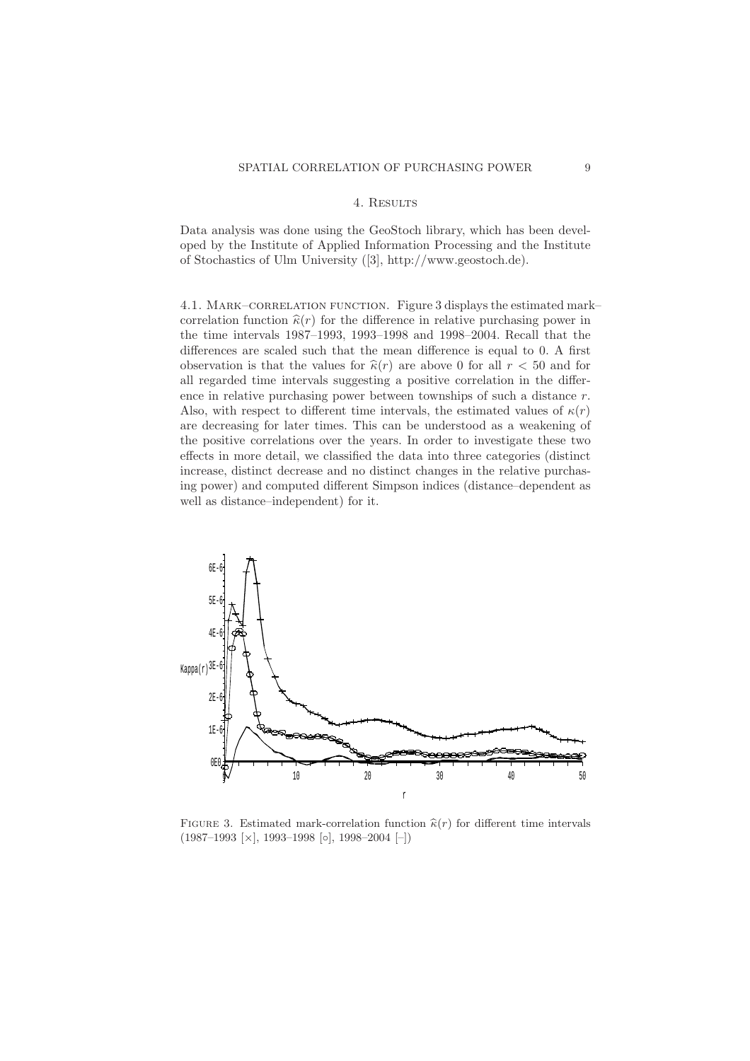## 4. Results

Data analysis was done using the GeoStoch library, which has been developed by the Institute of Applied Information Processing and the Institute of Stochastics of Ulm University ([3], http://www.geostoch.de).

### 4.1. Mark–correlation function.

Figure 3 displays the estimated mark–correlation function $\widehat{\kappa}(r)$ for the difference in relative purchasing power in the time intervals 1987–1993, 1993–1998 and 1998–2004. Recall that the differences are scaled such that the mean difference is equal to 0. A first observation is that the values for $\widehat{\kappa}(r)$ are above 0 for all $r < 50$ and for all regarded time intervals suggesting a positive correlation in the difference in relative purchasing power between townships of such a distance $r$. Also, with respect to different time intervals, the estimated values of $\kappa(r)$ are decreasing for later times. This can be understood as a weakening of the positive correlations over the years. In order to investigate these two effects in more detail, we classified the data into three categories (distinct increase, distinct decrease and no distinct changes in the relative purchasing power) and computed different Simpson indices (distance–dependent as well as distance–independent) for it.

Figure 3. Estimated mark-correlation function $\widehat{\kappa}(r)$ for different time intervals (1987–1993 [×], 1993–1998 [∘], 1998–2004 [–])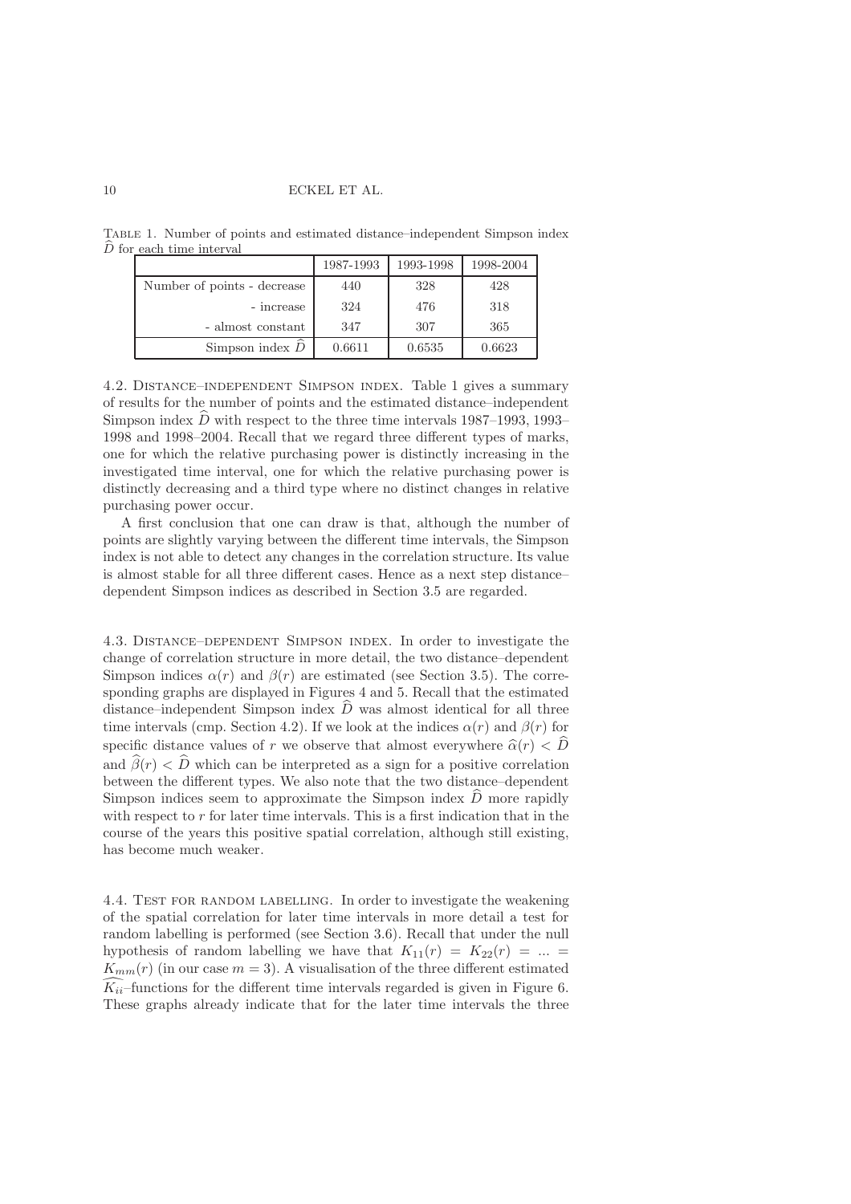Table 1. Number of points and estimated distance–independent Simpson index $\widehat{D}$ for each time interval

| | 1987-1993 | 1993-1998 | 1998-2004 |
|---|---|---|---|
| Number of points - decrease | 440 | 328 | 428 |
| - increase | 324 | 476 | 318 |
| - almost constant | 347 | 307 | 365 |
| Simpson index $\widehat{D}$ | 0.6611 | 0.6535 | 0.6623 |

4.2. Distance–independent Simpson index. Table 1 gives a summary of results for the number of points and the estimated distance–independent Simpson index $\widehat{D}$ with respect to the three time intervals 1987–1993, 1993–1998 and 1998–2004. Recall that we regard three different types of marks, one for which the relative purchasing power is distinctly increasing in the investigated time interval, one for which the relative purchasing power is distinctly decreasing and a third type where no distinct changes in relative purchasing power occur.

A first conclusion that one can draw is that, although the number of points are slightly varying between the different time intervals, the Simpson index is not able to detect any changes in the correlation structure. Its value is almost stable for all three different cases. Hence as a next step distance–dependent Simpson indices as described in Section 3.5 are regarded.

4.3. Distance–dependent Simpson index. In order to investigate the change of correlation structure in more detail, the two distance–dependent Simpson indices $\alpha(r)$ and $\beta(r)$ are estimated (see Section 3.5). The corresponding graphs are displayed in Figures 4 and 5. Recall that the estimated distance–independent Simpson index $\widehat{D}$ was almost identical for all three time intervals (cmp. Section 4.2). If we look at the indices $\alpha(r)$ and $\beta(r)$ for specific distance values of $r$ we observe that almost everywhere $\widehat{\alpha}(r) < \widehat{D}$ and $\widehat{\beta}(r) < \widehat{D}$ which can be interpreted as a sign for a positive correlation between the different types. We also note that the two distance–dependent Simpson indices seem to approximate the Simpson index $\widehat{D}$ more rapidly with respect to $r$ for later time intervals. This is a first indication that in the course of the years this positive spatial correlation, although still existing, has become much weaker.

4.4. Test for random labelling. In order to investigate the weakening of the spatial correlation for later time intervals in more detail a test for random labelling is performed (see Section 3.6). Recall that under the null hypothesis of random labelling we have that $K_{11}(r) = K_{22}(r) = ... = K_{mm}(r)$ (in our case $m = 3$). A visualisation of the three different estimated $\widehat{K_{ii}}$–functions for the different time intervals regarded is given in Figure 6. These graphs already indicate that for the later time intervals the three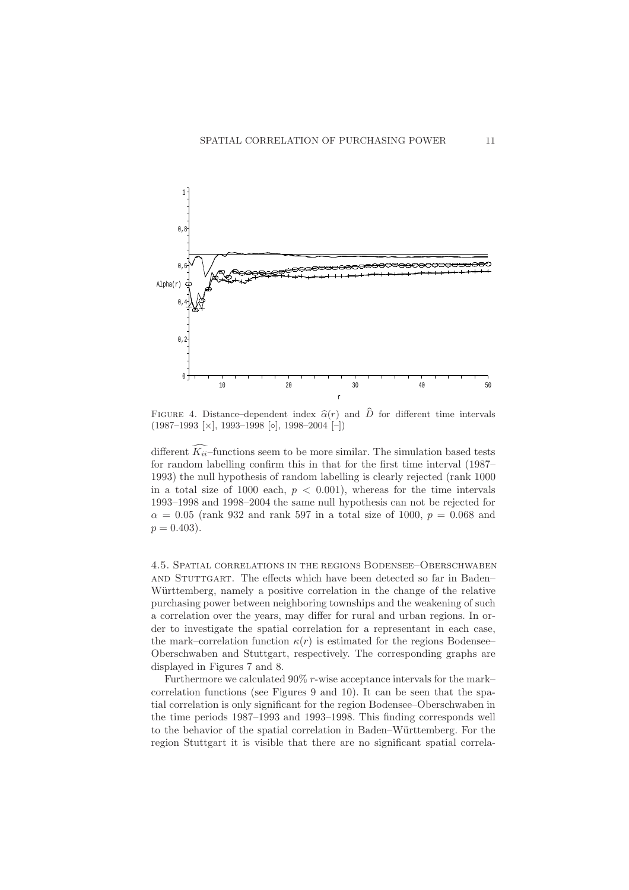Figure 4. Distance–dependent index $\widehat{\alpha}(r)$ and $\widehat{D}$ for different time intervals (1987–1993 [×], 1993–1998 [○], 1998–2004 [–])

different $\widehat{K_{ii}}$–functions seem to be more similar. The simulation based tests for random labelling confirm this in that for the first time interval (1987–1993) the null hypothesis of random labelling is clearly rejected (rank 1000 in a total size of 1000 each, $p < 0.001$), whereas for the time intervals 1993–1998 and 1998–2004 the same null hypothesis can not be rejected for $\alpha = 0.05$ (rank 932 and rank 597 in a total size of 1000, $p = 0.068$ and $p = 0.403$).

### 4.5. Spatial correlations in the regions Bodensee–Oberschwaben and Stuttgart.

The effects which have been detected so far in Baden–Württemberg, namely a positive correlation in the change of the relative purchasing power between neighboring townships and the weakening of such a correlation over the years, may differ for rural and urban regions. In order to investigate the spatial correlation for a representant in each case, the mark–correlation function $\kappa(r)$ is estimated for the regions Bodensee–Oberschwaben and Stuttgart, respectively. The corresponding graphs are displayed in Figures 7 and 8.

Furthermore we calculated 90% $r$-wise acceptance intervals for the mark–correlation functions (see Figures 9 and 10). It can be seen that the spatial correlation is only significant for the region Bodensee–Oberschwaben in the time periods 1987–1993 and 1993–1998. This finding corresponds well to the behavior of the spatial correlation in Baden–Württemberg. For the region Stuttgart it is visible that there are no significant spatial correla-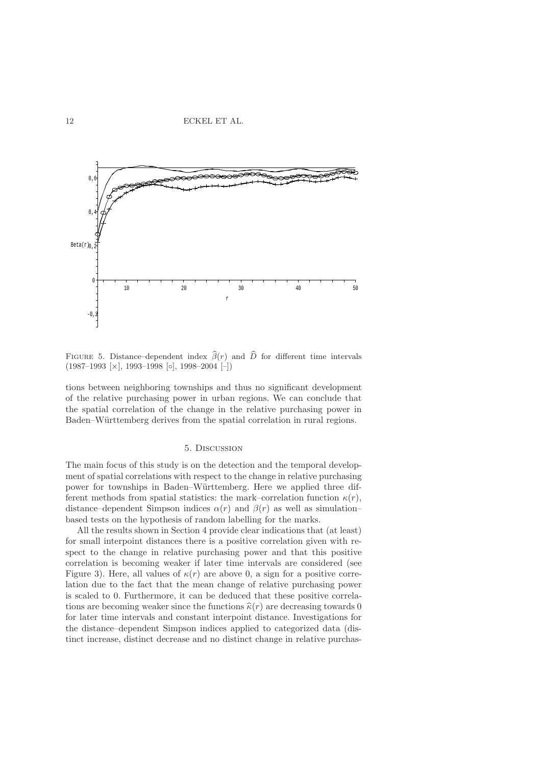FIGURE 5. Distance–dependent index $\widehat{\beta}(r)$ and $\widehat{D}$ for different time intervals (1987–1993 [×], 1993–1998 [○], 1998–2004 [–])

tions between neighboring townships and thus no significant development of the relative purchasing power in urban regions. We can conclude that the spatial correlation of the change in the relative purchasing power in Baden–Württemberg derives from the spatial correlation in rural regions.

## 5. Discussion

The main focus of this study is on the detection and the temporal development of spatial correlations with respect to the change in relative purchasing power for townships in Baden–Württemberg. Here we applied three different methods from spatial statistics: the mark–correlation function $\kappa(r)$, distance–dependent Simpson indices $\alpha(r)$ and $\beta(r)$ as well as simulation–based tests on the hypothesis of random labelling for the marks.

All the results shown in Section 4 provide clear indications that (at least) for small interpoint distances there is a positive correlation given with respect to the change in relative purchasing power and that this positive correlation is becoming weaker if later time intervals are considered (see Figure 3). Here, all values of $\kappa(r)$ are above 0, a sign for a positive correlation due to the fact that the mean change of relative purchasing power is scaled to 0. Furthermore, it can be deduced that these positive correlations are becoming weaker since the functions $\widehat{\kappa}(r)$ are decreasing towards 0 for later time intervals and constant interpoint distance. Investigations for the distance–dependent Simpson indices applied to categorized data (distinct increase, distinct decrease and no distinct change in relative purchas-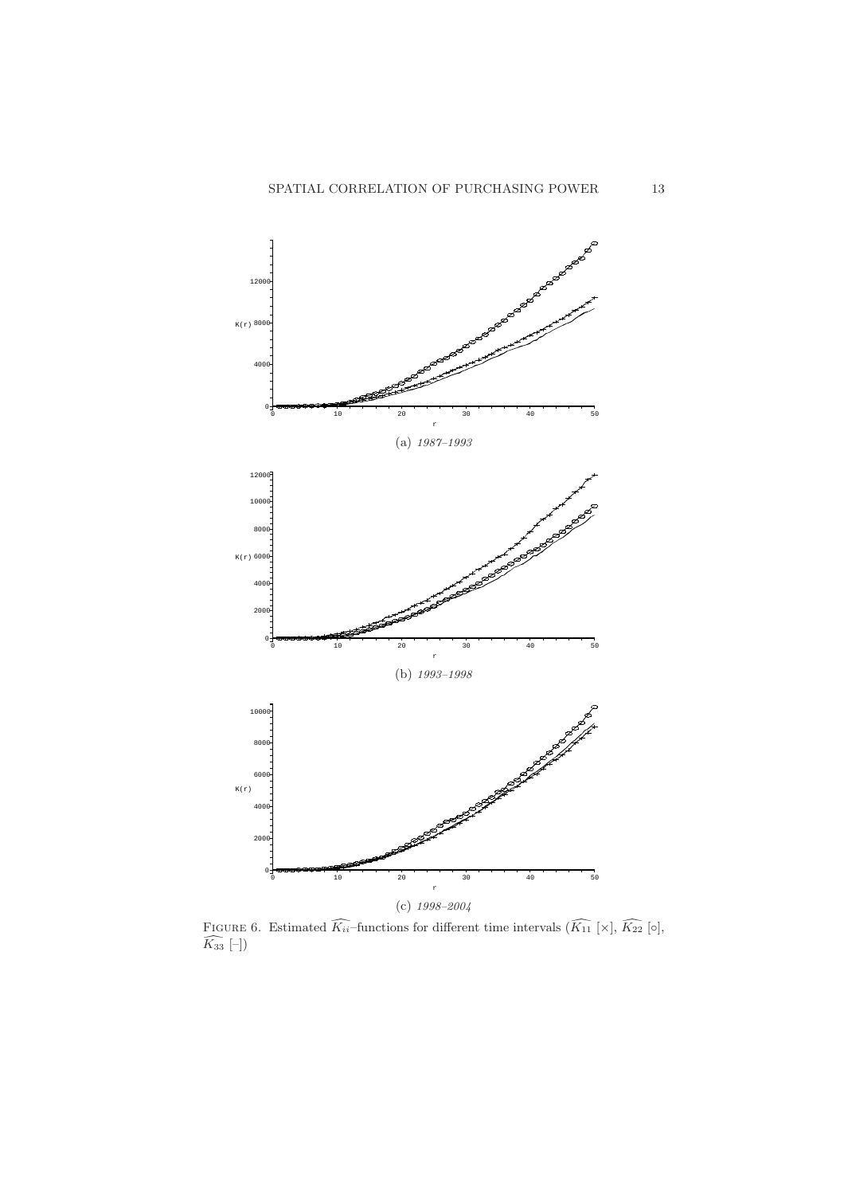(a) *1987–1993*

(b) *1993–1998*

(c) *1998–2004*

FIGURE 6. Estimated $\widehat{K_{ii}}$–functions for different time intervals ($\widehat{K_{11}}$ [×], $\widehat{K_{22}}$ [∘], $\widehat{K_{33}}$ [–])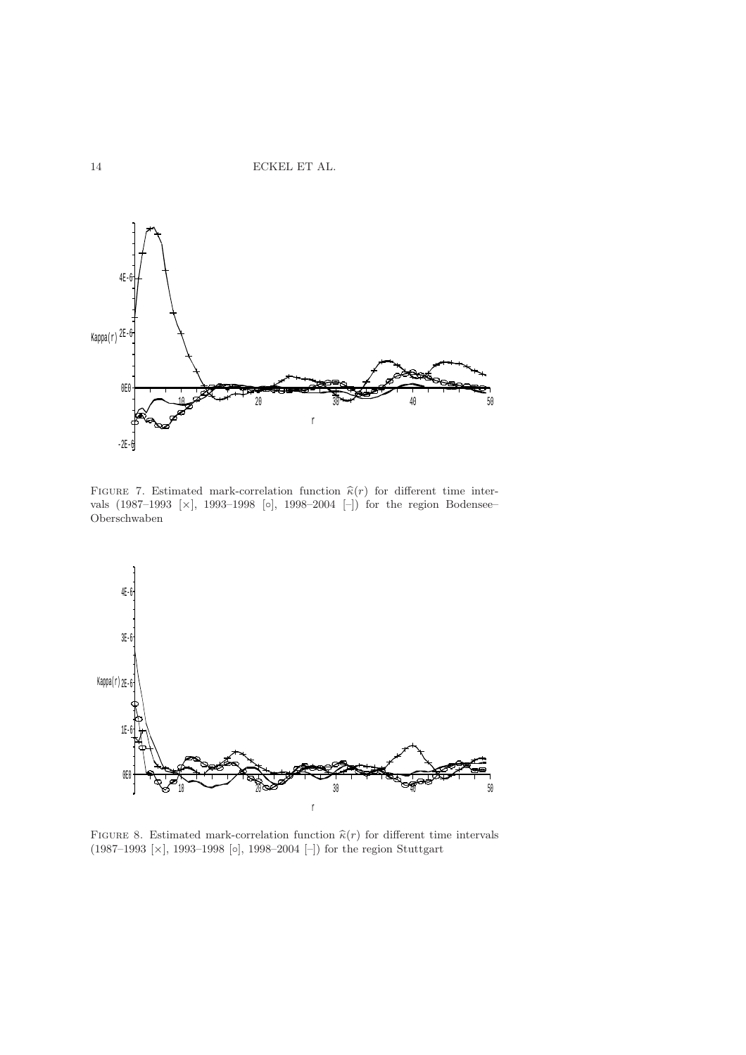Figure 7. Estimated mark-correlation function $\widehat{\kappa}(r)$ for different time intervals (1987–1993 [×], 1993–1998 [∘], 1998–2004 [–]) for the region Bodensee–Oberschwaben

Figure 8. Estimated mark-correlation function $\widehat{\kappa}(r)$ for different time intervals (1987–1993 [×], 1993–1998 [∘], 1998–2004 [–]) for the region Stuttgart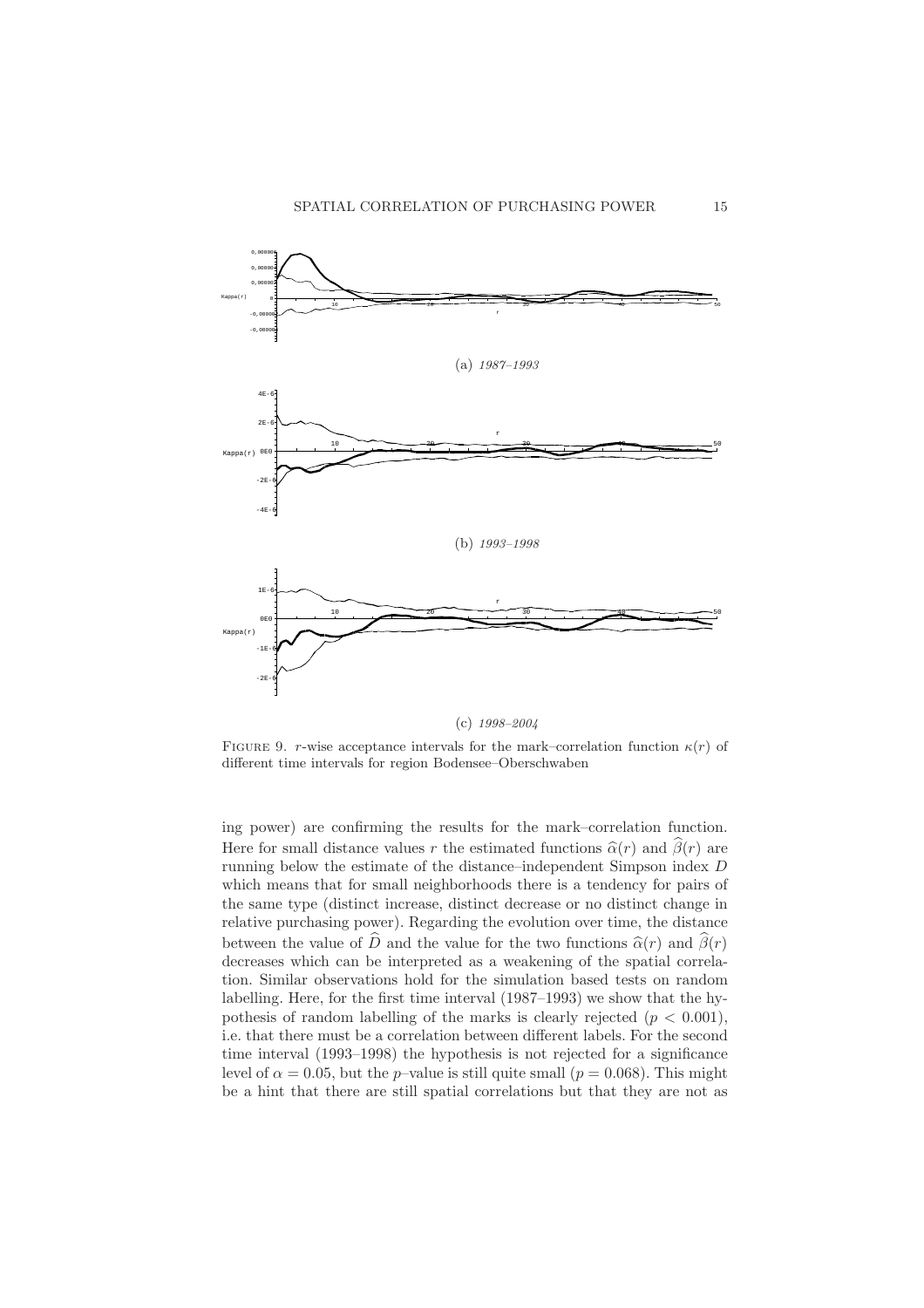(a) *1987–1993*

(b) *1993–1998*

(c) *1998–2004*

FIGURE 9. $r$-wise acceptance intervals for the mark–correlation function $\kappa(r)$ of different time intervals for region Bodensee–Oberschwaben

ing power) are confirming the results for the mark–correlation function. Here for small distance values $r$ the estimated functions $\widehat{\alpha}(r)$ and $\widehat{\beta}(r)$ are running below the estimate of the distance–independent Simpson index $D$ which means that for small neighborhoods there is a tendency for pairs of the same type (distinct increase, distinct decrease or no distinct change in relative purchasing power). Regarding the evolution over time, the distance between the value of $\widehat{D}$ and the value for the two functions $\widehat{\alpha}(r)$ and $\widehat{\beta}(r)$ decreases which can be interpreted as a weakening of the spatial correlation. Similar observations hold for the simulation based tests on random labelling. Here, for the first time interval (1987–1993) we show that the hypothesis of random labelling of the marks is clearly rejected ($p < 0.001$), i.e. that there must be a correlation between different labels. For the second time interval (1993–1998) the hypothesis is not rejected for a significance level of $\alpha = 0.05$, but the $p$–value is still quite small ($p = 0.068$). This might be a hint that there are still spatial correlations but that they are not as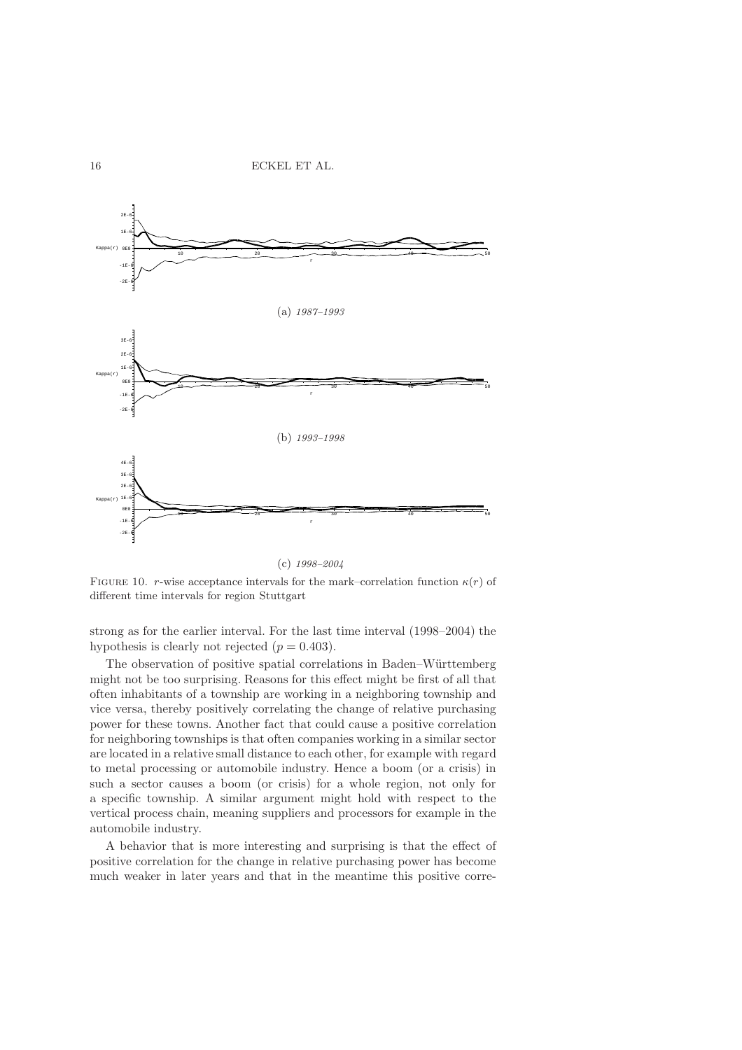(a) *1987–1993*

(b) *1993–1998*

(c) *1998–2004*

FIGURE 10. $r$-wise acceptance intervals for the mark–correlation function $\kappa(r)$ of different time intervals for region Stuttgart

strong as for the earlier interval. For the last time interval (1998–2004) the hypothesis is clearly not rejected ($p = 0.403$).

The observation of positive spatial correlations in Baden–Württemberg might not be too surprising. Reasons for this effect might be first of all that often inhabitants of a township are working in a neighboring township and vice versa, thereby positively correlating the change of relative purchasing power for these towns. Another fact that could cause a positive correlation for neighboring townships is that often companies working in a similar sector are located in a relative small distance to each other, for example with regard to metal processing or automobile industry. Hence a boom (or a crisis) in such a sector causes a boom (or crisis) for a whole region, not only for a specific township. A similar argument might hold with respect to the vertical process chain, meaning suppliers and processors for example in the automobile industry.

A behavior that is more interesting and surprising is that the effect of positive correlation for the change in relative purchasing power has become much weaker in later years and that in the meantime this positive corre-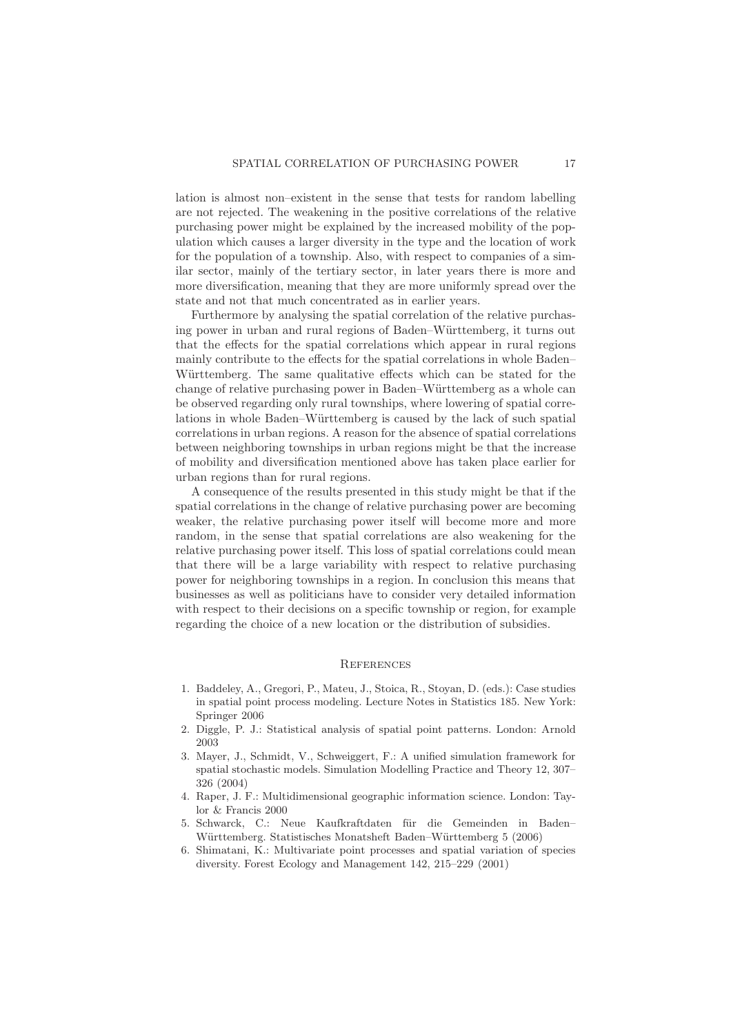lation is almost non–existent in the sense that tests for random labelling are not rejected. The weakening in the positive correlations of the relative purchasing power might be explained by the increased mobility of the population which causes a larger diversity in the type and the location of work for the population of a township. Also, with respect to companies of a similar sector, mainly of the tertiary sector, in later years there is more and more diversification, meaning that they are more uniformly spread over the state and not that much concentrated as in earlier years.

Furthermore by analysing the spatial correlation of the relative purchasing power in urban and rural regions of Baden–Württemberg, it turns out that the effects for the spatial correlations which appear in rural regions mainly contribute to the effects for the spatial correlations in whole Baden–Württemberg. The same qualitative effects which can be stated for the change of relative purchasing power in Baden–Württemberg as a whole can be observed regarding only rural townships, where lowering of spatial correlations in whole Baden–Württemberg is caused by the lack of such spatial correlations in urban regions. A reason for the absence of spatial correlations between neighboring townships in urban regions might be that the increase of mobility and diversification mentioned above has taken place earlier for urban regions than for rural regions.

A consequence of the results presented in this study might be that if the spatial correlations in the change of relative purchasing power are becoming weaker, the relative purchasing power itself will become more and more random, in the sense that spatial correlations are also weakening for the relative purchasing power itself. This loss of spatial correlations could mean that there will be a large variability with respect to relative purchasing power for neighboring townships in a region. In conclusion this means that businesses as well as politicians have to consider very detailed information with respect to their decisions on a specific township or region, for example regarding the choice of a new location or the distribution of subsidies.

## References

1. Baddeley, A., Gregori, P., Mateu, J., Stoica, R., Stoyan, D. (eds.): Case studies in spatial point process modeling. Lecture Notes in Statistics 185. New York: Springer 2006
2. Diggle, P. J.: Statistical analysis of spatial point patterns. London: Arnold 2003
3. Mayer, J., Schmidt, V., Schweiggert, F.: A unified simulation framework for spatial stochastic models. Simulation Modelling Practice and Theory 12, 307–326 (2004)
4. Raper, J. F.: Multidimensional geographic information science. London: Taylor & Francis 2000
5. Schwarck, C.: Neue Kaufkraftdaten für die Gemeinden in Baden–Württemberg. Statistisches Monatsheft Baden–Württemberg 5 (2006)
6. Shimatani, K.: Multivariate point processes and spatial variation of species diversity. Forest Ecology and Management 142, 215–229 (2001)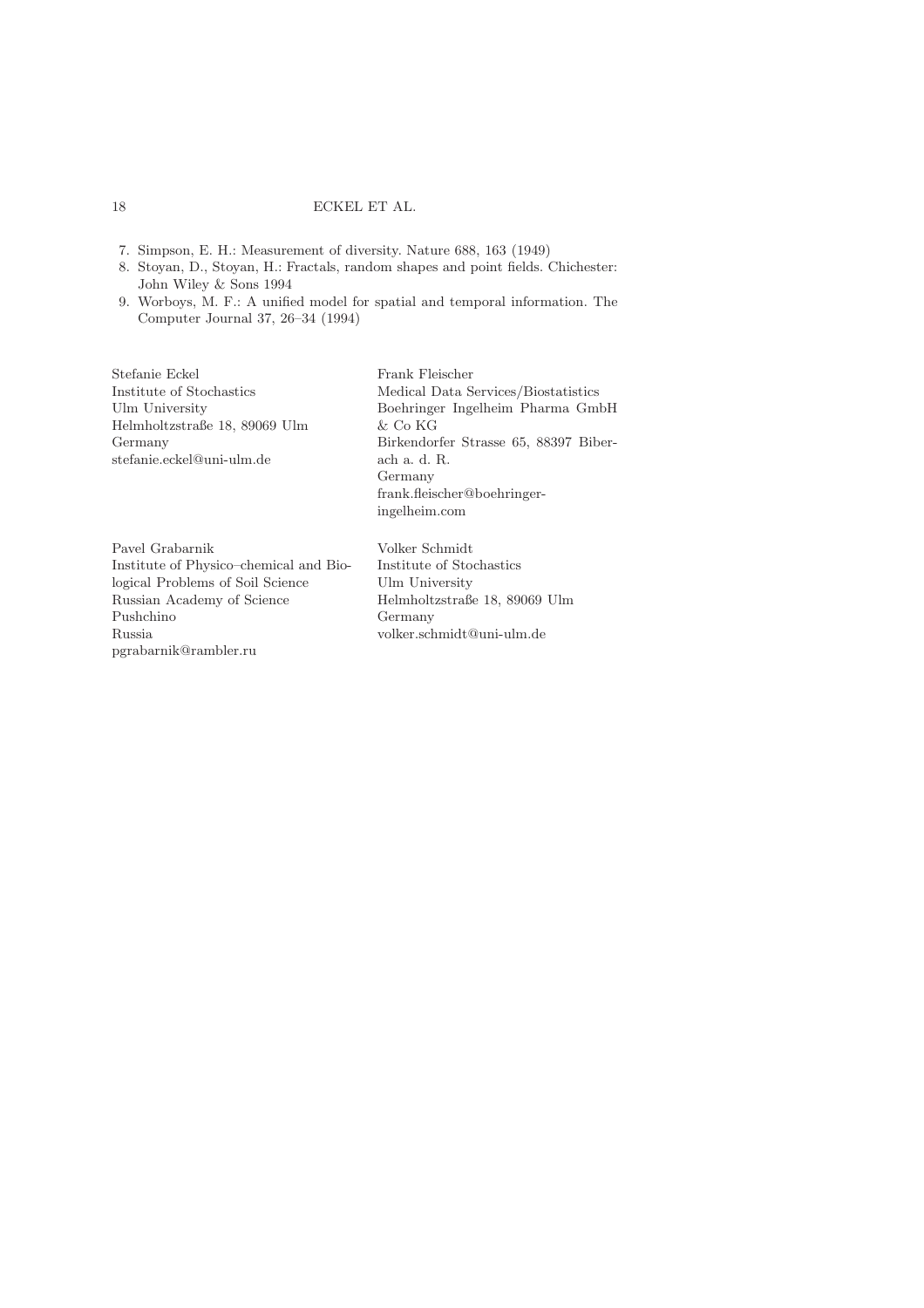7. Simpson, E. H.: Measurement of diversity. Nature 688, 163 (1949)
8. Stoyan, D., Stoyan, H.: Fractals, random shapes and point fields. Chichester: John Wiley & Sons 1994
9. Worboys, M. F.: A unified model for spatial and temporal information. The Computer Journal 37, 26–34 (1994)

Stefanie Eckel
Institute of Stochastics
Ulm University
Helmholtzstraße 18, 89069 Ulm
Germany
stefanie.eckel@uni-ulm.de

Frank Fleischer
Medical Data Services/Biostatistics
Boehringer Ingelheim Pharma GmbH & Co KG
Birkendorfer Strasse 65, 88397 Biberach a. d. R.
Germany
frank.fleischer@boehringer-ingelheim.com

Pavel Grabarnik
Institute of Physico–chemical and Biological Problems of Soil Science
Russian Academy of Science
Pushchino
Russia
pgrabarnik@rambler.ru

Volker Schmidt
Institute of Stochastics
Ulm University
Helmholtzstraße 18, 89069 Ulm
Germany
volker.schmidt@uni-ulm.de